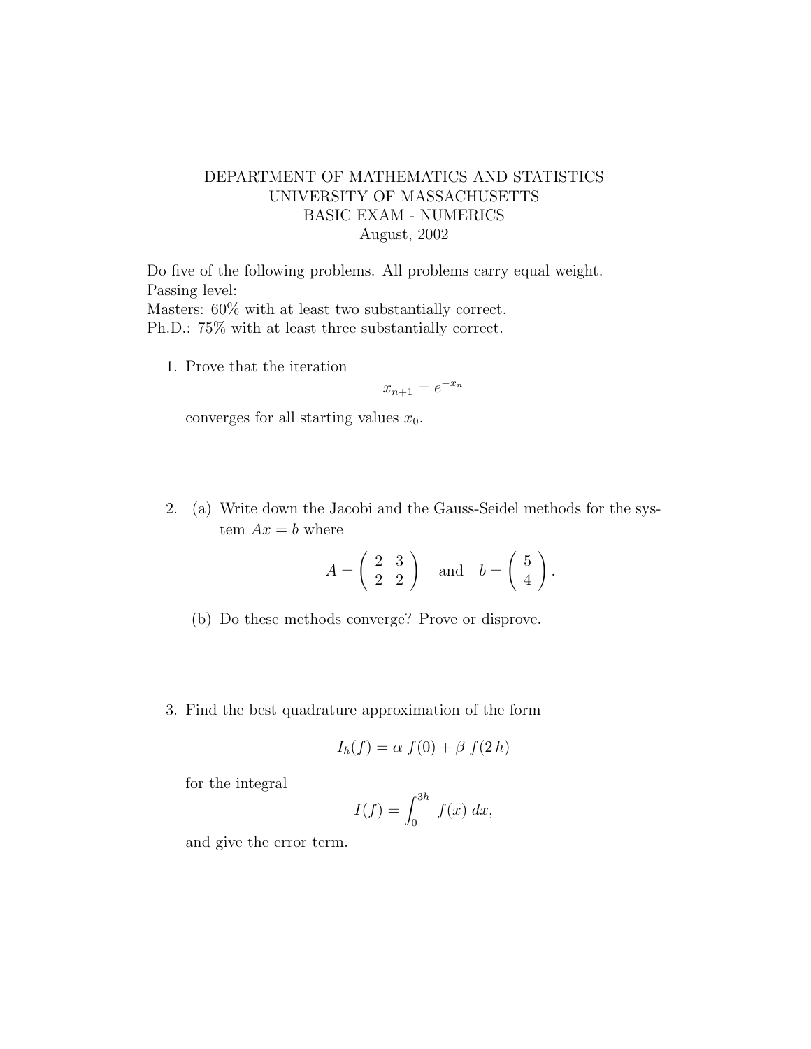DEPARTMENT OF MATHEMATICS AND STATISTICS  
UNIVERSITY OF MASSACHUSETTS  
BASIC EXAM - NUMERICS  
August, 2002

Do five of the following problems. All problems carry equal weight.  
Passing level:  
Masters: 60% with at least two substantially correct.  
Ph.D.: 75% with at least three substantially correct.

1. Prove that the iteration

$$x_{n+1} = e^{-x_n}$$

converges for all starting values $x_0$.

2. (a) Write down the Jacobi and the Gauss-Seidel methods for the system $Ax = b$ where

$$A = \begin{pmatrix} 2 & 3 \\ 2 & 2 \end{pmatrix} \quad \text{and} \quad b = \begin{pmatrix} 5 \\ 4 \end{pmatrix}.$$

   (b) Do these methods converge? Prove or disprove.

3. Find the best quadrature approximation of the form

$$I_h(f) = \alpha\, f(0) + \beta\, f(2\,h)$$

for the integral

$$I(f) = \int_0^{3h} f(x)\, dx,$$

and give the error term.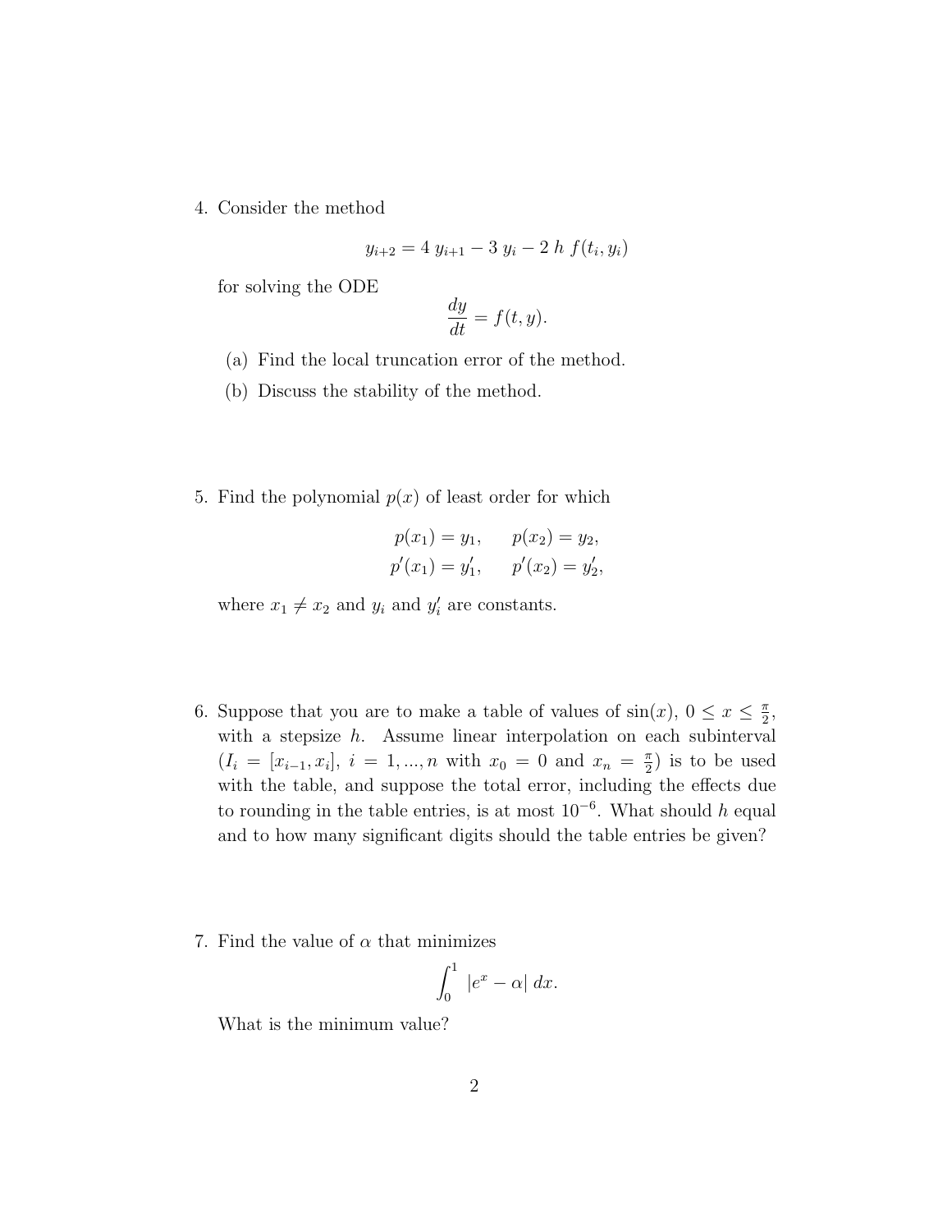4. Consider the method

$$y_{i+2} = 4\, y_{i+1} - 3\, y_i - 2\, h\, f(t_i, y_i)$$

for solving the ODE

$$\frac{dy}{dt} = f(t, y).$$

   (a) Find the local truncation error of the method.

   (b) Discuss the stability of the method.

5. Find the polynomial $p(x)$ of least order for which

$$\begin{aligned} p(x_1) &= y_1, \qquad & p(x_2) &= y_2, \\ p'(x_1) &= y_1', \qquad & p'(x_2) &= y_2', \end{aligned}$$

where $x_1 \neq x_2$ and $y_i$ and $y_i'$ are constants.

6. Suppose that you are to make a table of values of $\sin(x)$, $0 \leq x \leq \frac{\pi}{2}$, with a stepsize $h$. Assume linear interpolation on each subinterval ($I_i = [x_{i-1}, x_i]$, $i = 1, ..., n$ with $x_0 = 0$ and $x_n = \frac{\pi}{2}$) is to be used with the table, and suppose the total error, including the effects due to rounding in the table entries, is at most $10^{-6}$. What should $h$ equal and to how many significant digits should the table entries be given?

7. Find the value of $\alpha$ that minimizes

$$\int_0^1 |e^x - \alpha|\, dx.$$

What is the minimum value?